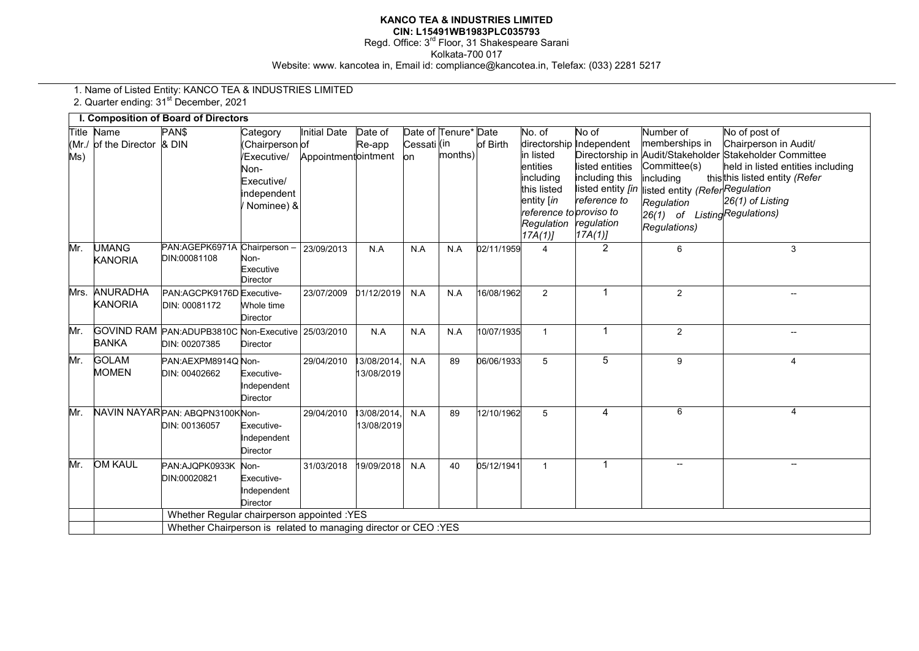**KANCO TEA & INDUSTRIES LIMITED**
**CIN: L15491WB1983PLC035793**
Regd. Office: 3[rd] Floor, 31 Shakespeare Sarani
Kolkata-700 017
Website: www. kancotea in, Email id: compliance@kancotea.in, Telefax: (033) 2281 5217

1. Name of Listed Entity: KANCO TEA & INDUSTRIES LIMITED
2. Quarter ending: 31[st] December, 2021

**I. Composition of Board of Directors**

| Title (Mr./ Ms) | Name of the Director | PAN$ & DIN | Category (Chairperson /Executive/ Non-Executive/ independent / Nominee) & | Initial Date of Appointment | Date of Re-appointment | Date of Cessation | Tenure* (in months) | Date of Birth | No. of directorship in listed entities including this listed entity [*in reference to proviso to Regulation 17A(1)*] | No of Independent Directorship in listed entities including this listed entity [*in reference to proviso to regulation 17A(1)*] | Number of memberships in Audit/Stakeholder Committee(s) including this listed entity (*Refer Regulation 26(1) of Listing Regulations*) | No of post of Chairperson in Audit/ Stakeholder Committee held in listed entities including this listed entity (*Refer Regulation 26(1) of Listing Regulations*) |
|---|---|---|---|---|---|---|---|---|---|---|---|---|
| Mr. | UMANG KANORIA | PAN:AGEPK6971A DIN:00081108 | Chairperson – Non-Executive Director | 23/09/2013 | N.A | N.A | N.A | 02/11/1959 | 4 | 2 | 6 | 3 |
| Mrs. | ANURADHA KANORIA | PAN:AGCPK9176D DIN: 00081172 | Executive-Whole time Director | 23/07/2009 | 01/12/2019 | N.A | N.A | 16/08/1962 | 2 | 1 | 2 | -- |
| Mr. | GOVIND RAM BANKA | PAN:ADUPB3810C DIN: 00207385 | Non-Executive Director | 25/03/2010 | N.A | N.A | N.A | 10/07/1935 | 1 | 1 | 2 | -- |
| Mr. | GOLAM MOMEN | PAN:AEXPM8914Q DIN: 00402662 | Non-Executive-Independent Director | 29/04/2010 | 13/08/2014, 13/08/2019 | N.A | 89 | 06/06/1933 | 5 | 5 | 9 | 4 |
| Mr. | NAVIN NAYAR | PAN: ABQPN3100K DIN: 00136057 | Non-Executive-Independent Director | 29/04/2010 | 13/08/2014, 13/08/2019 | N.A | 89 | 12/10/1962 | 5 | 4 | 6 | 4 |
| Mr. | OM KAUL | PAN:AJQPK0933K DIN:00020821 | Non-Executive-Independent Director | 31/03/2018 | 19/09/2018 | N.A | 40 | 05/12/1941 | 1 | 1 | -- | -- |
| | | Whether Regular chairperson appointed :YES | | | | | | | | | | |
| | | Whether Chairperson is related to managing director or CEO :YES | | | | | | | | | | |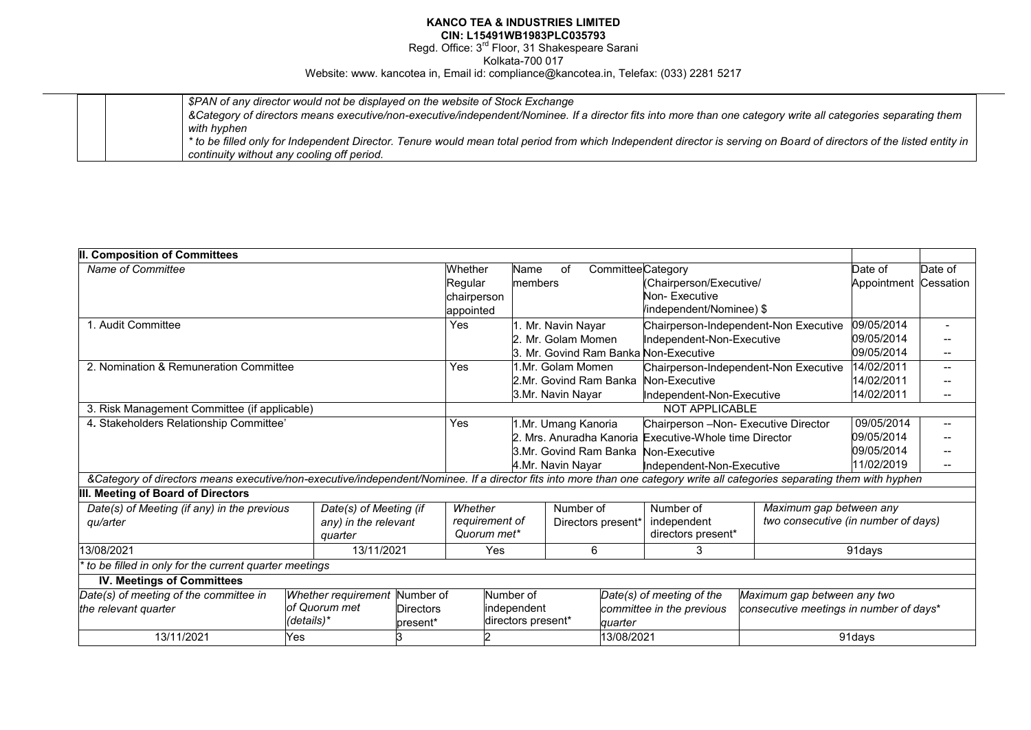**KANCO TEA & INDUSTRIES LIMITED**
**CIN: L15491WB1983PLC035793**
Regd. Office: 3rd Floor, 31 Shakespeare Sarani
Kolkata-700 017
Website: www. kancotea in, Email id: compliance@kancotea.in, Telefax: (033) 2281 5217

| | | |
|---|---|---|
| | | *$PAN of any director would not be displayed on the website of Stock Exchange* *&Category of directors means executive/non-executive/independent/Nominee. If a director fits into more than one category write all categories separating them with hyphen* *\* to be filled only for Independent Director. Tenure would mean total period from which Independent director is serving on Board of directors of the listed entity in continuity without any cooling off period.* |

**II. Composition of Committees**

| *Name of Committee* | Whether Regular chairperson appointed | Name of Committee members | Category (Chairperson/Executive/ Non- Executive /independent/Nominee) $ | Date of Appointment | Date of Cessation |
|---|---|---|---|---|---|
| 1. Audit Committee | Yes | 1. Mr. Navin Nayar | Chairperson-Independent-Non Executive | 09/05/2014 | - |
| | | 2. Mr. Golam Momen | Independent-Non-Executive | 09/05/2014 | -- |
| | | 3. Mr. Govind Ram Banka | Non-Executive | 09/05/2014 | -- |
| 2. Nomination & Remuneration Committee | Yes | 1.Mr. Golam Momen | Chairperson-Independent-Non Executive | 14/02/2011 | -- |
| | | 2.Mr. Govind Ram Banka | Non-Executive | 14/02/2011 | -- |
| | | 3.Mr. Navin Nayar | Independent-Non-Executive | 14/02/2011 | -- |
| 3. Risk Management Committee (if applicable) | NOT APPLICABLE | | | | |
| 4. Stakeholders Relationship Committee' | Yes | 1.Mr. Umang Kanoria | Chairperson –Non- Executive Director | 09/05/2014 | -- |
| | | 2. Mrs. Anuradha Kanoria | Executive-Whole time Director | 09/05/2014 | -- |
| | | 3.Mr. Govind Ram Banka | Non-Executive | 09/05/2014 | -- |
| | | 4.Mr. Navin Nayar | Independent-Non-Executive | 11/02/2019 | -- |

*&Category of directors means executive/non-executive/independent/Nominee. If a director fits into more than one category write all categories separating them with hyphen*

**III. Meeting of Board of Directors**

| *Date(s) of Meeting (if any) in the previous qu/arter* | *Date(s) of Meeting (if any) in the relevant quarter* | *Whether requirement of Quorum met\** | Number of Directors present\* | Number of independent directors present\* | *Maximum gap between any two consecutive (in number of days)* |
|---|---|---|---|---|---|
| 13/08/2021 | 13/11/2021 | Yes | 6 | 3 | 91days |

*\* to be filled in only for the current quarter meetings*

**IV. Meetings of Committees**

| *Date(s) of meeting of the committee in the relevant quarter* | *Whether requirement of Quorum met (details)\** | Number of Directors present\* | Number of independent directors present\* | *Date(s) of meeting of the committee in the previous quarter* | *Maximum gap between any two consecutive meetings in number of days\** |
|---|---|---|---|---|---|
| 13/11/2021 | Yes | 3 | 2 | 13/08/2021 | 91days |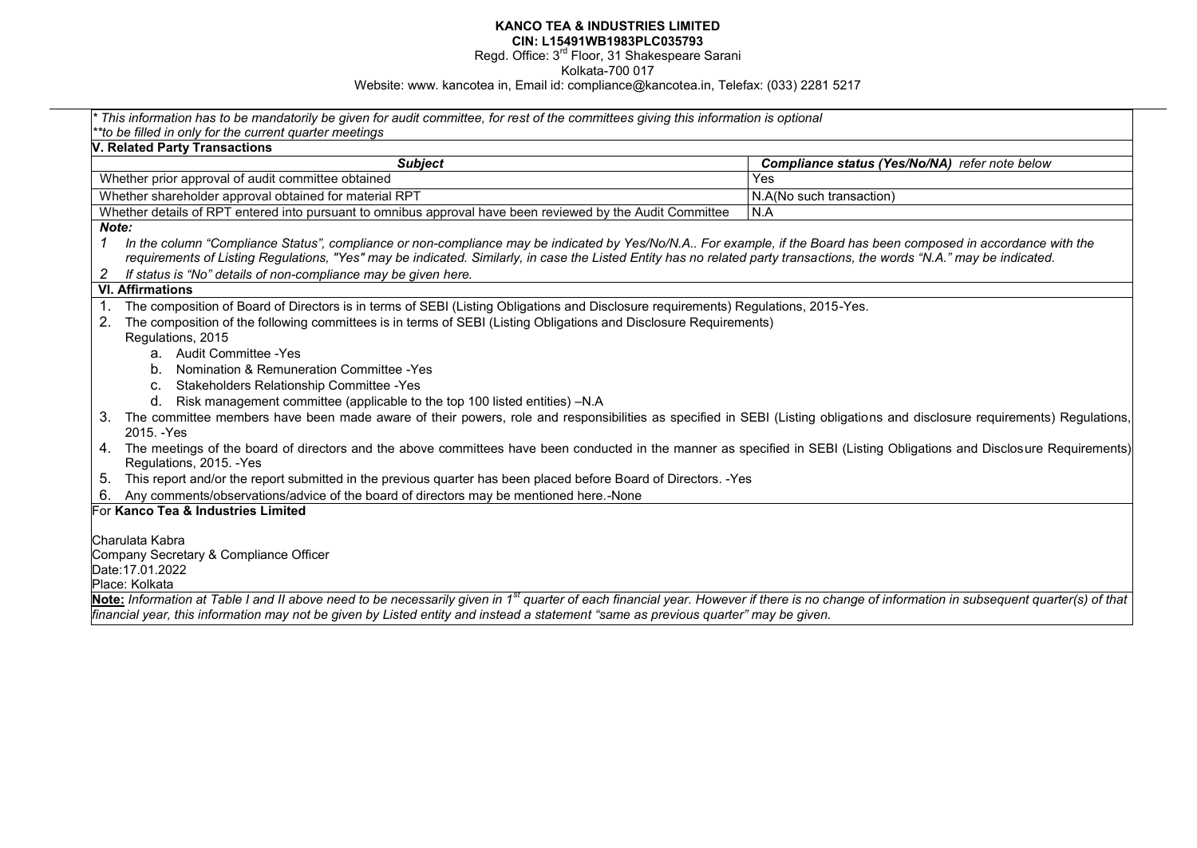**KANCO TEA & INDUSTRIES LIMITED**
**CIN: L15491WB1983PLC035793**
Regd. Office: 3rd Floor, 31 Shakespeare Sarani
Kolkata-700 017
Website: www. kancotea in, Email id: compliance@kancotea.in, Telefax: (033) 2281 5217

*\* This information has to be mandatorily be given for audit committee, for rest of the committees giving this information is optional*
*\*\*to be filled in only for the current quarter meetings*

**V. Related Party Transactions**

| ***Subject*** | ***Compliance status (Yes/No/NA)*** *refer note below* |
|---|---|
| Whether prior approval of audit committee obtained | Yes |
| Whether shareholder approval obtained for material RPT | N.A(No such transaction) |
| Whether details of RPT entered into pursuant to omnibus approval have been reviewed by the Audit Committee | N.A |

***Note:***

1. *In the column "Compliance Status", compliance or non-compliance may be indicated by Yes/No/N.A.. For example, if the Board has been composed in accordance with the requirements of Listing Regulations, "Yes" may be indicated. Similarly, in case the Listed Entity has no related party transactions, the words "N.A." may be indicated.*
2. *If status is "No" details of non-compliance may be given here.*

**VI. Affirmations**

1. The composition of Board of Directors is in terms of SEBI (Listing Obligations and Disclosure requirements) Regulations, 2015-Yes.
2. The composition of the following committees is in terms of SEBI (Listing Obligations and Disclosure Requirements) Regulations, 2015
   a. Audit Committee -Yes
   b. Nomination & Remuneration Committee -Yes
   c. Stakeholders Relationship Committee -Yes
   d. Risk management committee (applicable to the top 100 listed entities) –N.A
3. The committee members have been made aware of their powers, role and responsibilities as specified in SEBI (Listing obligations and disclosure requirements) Regulations, 2015. -Yes
4. The meetings of the board of directors and the above committees have been conducted in the manner as specified in SEBI (Listing Obligations and Disclosure Requirements) Regulations, 2015. -Yes
5. This report and/or the report submitted in the previous quarter has been placed before Board of Directors. -Yes
6. Any comments/observations/advice of the board of directors may be mentioned here.-None

For **Kanco Tea & Industries Limited**

Charulata Kabra
Company Secretary & Compliance Officer
Date:17.01.2022
Place: Kolkata

**Note:** *Information at Table I and II above need to be necessarily given in 1st quarter of each financial year. However if there is no change of information in subsequent quarter(s) of that financial year, this information may not be given by Listed entity and instead a statement "same as previous quarter" may be given.*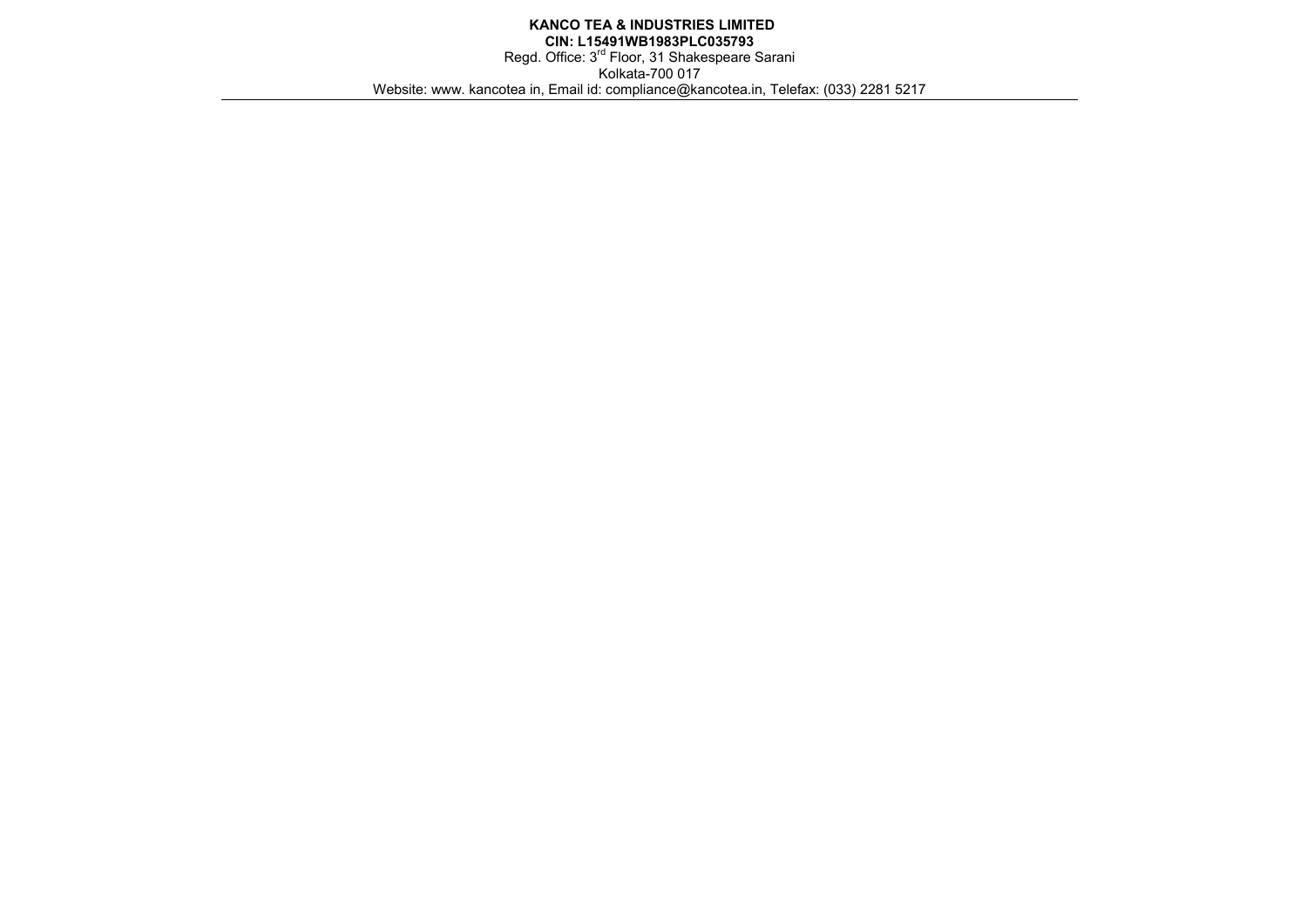**KANCO TEA & INDUSTRIES LIMITED**
**CIN: L15491WB1983PLC035793**
Regd. Office: 3rd Floor, 31 Shakespeare Sarani
Kolkata-700 017
Website: www. kancotea in, Email id: compliance@kancotea.in, Telefax: (033) 2281 5217